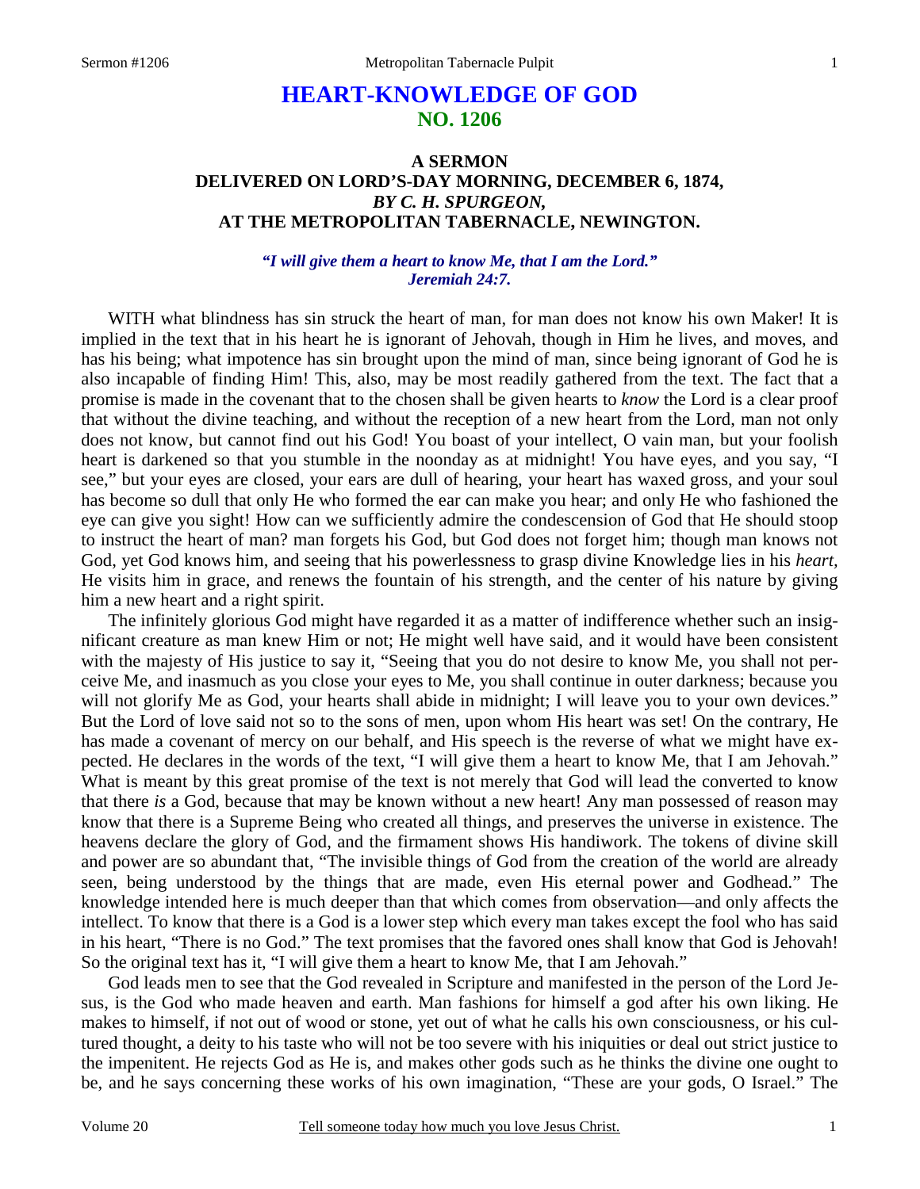# HEART-KNOWLEDGE OF GOD
## NO. 1206

### A SERMON
### DELIVERED ON LORD'S-DAY MORNING, DECEMBER 6, 1874,
### *BY C. H. SPURGEON,*
### AT THE METROPOLITAN TABERNACLE, NEWINGTON.

***"I will give them a heart to know Me, that I am the Lord."***
***Jeremiah 24:7.***

WITH what blindness has sin struck the heart of man, for man does not know his own Maker! It is implied in the text that in his heart he is ignorant of Jehovah, though in Him he lives, and moves, and has his being; what impotence has sin brought upon the mind of man, since being ignorant of God he is also incapable of finding Him! This, also, may be most readily gathered from the text. The fact that a promise is made in the covenant that to the chosen shall be given hearts to *know* the Lord is a clear proof that without the divine teaching, and without the reception of a new heart from the Lord, man not only does not know, but cannot find out his God! You boast of your intellect, O vain man, but your foolish heart is darkened so that you stumble in the noonday as at midnight! You have eyes, and you say, "I see," but your eyes are closed, your ears are dull of hearing, your heart has waxed gross, and your soul has become so dull that only He who formed the ear can make you hear; and only He who fashioned the eye can give you sight! How can we sufficiently admire the condescension of God that He should stoop to instruct the heart of man? man forgets his God, but God does not forget him; though man knows not God, yet God knows him, and seeing that his powerlessness to grasp divine Knowledge lies in his *heart,* He visits him in grace, and renews the fountain of his strength, and the center of his nature by giving him a new heart and a right spirit.

The infinitely glorious God might have regarded it as a matter of indifference whether such an insignificant creature as man knew Him or not; He might well have said, and it would have been consistent with the majesty of His justice to say it, "Seeing that you do not desire to know Me, you shall not perceive Me, and inasmuch as you close your eyes to Me, you shall continue in outer darkness; because you will not glorify Me as God, your hearts shall abide in midnight; I will leave you to your own devices." But the Lord of love said not so to the sons of men, upon whom His heart was set! On the contrary, He has made a covenant of mercy on our behalf, and His speech is the reverse of what we might have expected. He declares in the words of the text, "I will give them a heart to know Me, that I am Jehovah." What is meant by this great promise of the text is not merely that God will lead the converted to know that there *is* a God, because that may be known without a new heart! Any man possessed of reason may know that there is a Supreme Being who created all things, and preserves the universe in existence. The heavens declare the glory of God, and the firmament shows His handiwork. The tokens of divine skill and power are so abundant that, "The invisible things of God from the creation of the world are already seen, being understood by the things that are made, even His eternal power and Godhead." The knowledge intended here is much deeper than that which comes from observation—and only affects the intellect. To know that there is a God is a lower step which every man takes except the fool who has said in his heart, "There is no God." The text promises that the favored ones shall know that God is Jehovah! So the original text has it, "I will give them a heart to know Me, that I am Jehovah."

God leads men to see that the God revealed in Scripture and manifested in the person of the Lord Jesus, is the God who made heaven and earth. Man fashions for himself a god after his own liking. He makes to himself, if not out of wood or stone, yet out of what he calls his own consciousness, or his cultured thought, a deity to his taste who will not be too severe with his iniquities or deal out strict justice to the impenitent. He rejects God as He is, and makes other gods such as he thinks the divine one ought to be, and he says concerning these works of his own imagination, "These are your gods, O Israel." The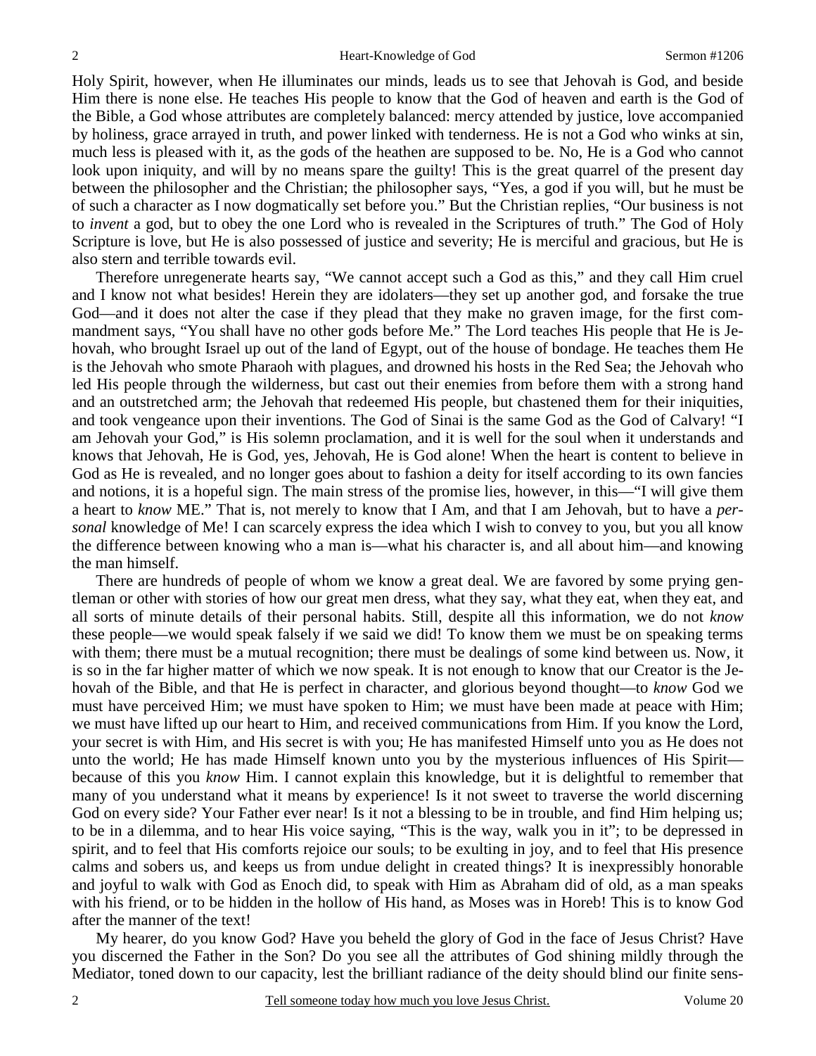Holy Spirit, however, when He illuminates our minds, leads us to see that Jehovah is God, and beside Him there is none else. He teaches His people to know that the God of heaven and earth is the God of the Bible, a God whose attributes are completely balanced: mercy attended by justice, love accompanied by holiness, grace arrayed in truth, and power linked with tenderness. He is not a God who winks at sin, much less is pleased with it, as the gods of the heathen are supposed to be. No, He is a God who cannot look upon iniquity, and will by no means spare the guilty! This is the great quarrel of the present day between the philosopher and the Christian; the philosopher says, "Yes, a god if you will, but he must be of such a character as I now dogmatically set before you." But the Christian replies, "Our business is not to *invent* a god, but to obey the one Lord who is revealed in the Scriptures of truth." The God of Holy Scripture is love, but He is also possessed of justice and severity; He is merciful and gracious, but He is also stern and terrible towards evil.

Therefore unregenerate hearts say, "We cannot accept such a God as this," and they call Him cruel and I know not what besides! Herein they are idolaters—they set up another god, and forsake the true God—and it does not alter the case if they plead that they make no graven image, for the first commandment says, "You shall have no other gods before Me." The Lord teaches His people that He is Jehovah, who brought Israel up out of the land of Egypt, out of the house of bondage. He teaches them He is the Jehovah who smote Pharaoh with plagues, and drowned his hosts in the Red Sea; the Jehovah who led His people through the wilderness, but cast out their enemies from before them with a strong hand and an outstretched arm; the Jehovah that redeemed His people, but chastened them for their iniquities, and took vengeance upon their inventions. The God of Sinai is the same God as the God of Calvary! "I am Jehovah your God," is His solemn proclamation, and it is well for the soul when it understands and knows that Jehovah, He is God, yes, Jehovah, He is God alone! When the heart is content to believe in God as He is revealed, and no longer goes about to fashion a deity for itself according to its own fancies and notions, it is a hopeful sign. The main stress of the promise lies, however, in this—"I will give them a heart to *know* ME." That is, not merely to know that I Am, and that I am Jehovah, but to have a *personal* knowledge of Me! I can scarcely express the idea which I wish to convey to you, but you all know the difference between knowing who a man is—what his character is, and all about him—and knowing the man himself.

There are hundreds of people of whom we know a great deal. We are favored by some prying gentleman or other with stories of how our great men dress, what they say, what they eat, when they eat, and all sorts of minute details of their personal habits. Still, despite all this information, we do not *know* these people—we would speak falsely if we said we did! To know them we must be on speaking terms with them; there must be a mutual recognition; there must be dealings of some kind between us. Now, it is so in the far higher matter of which we now speak. It is not enough to know that our Creator is the Jehovah of the Bible, and that He is perfect in character, and glorious beyond thought—to *know* God we must have perceived Him; we must have spoken to Him; we must have been made at peace with Him; we must have lifted up our heart to Him, and received communications from Him. If you know the Lord, your secret is with Him, and His secret is with you; He has manifested Himself unto you as He does not unto the world; He has made Himself known unto you by the mysterious influences of His Spirit—because of this you *know* Him. I cannot explain this knowledge, but it is delightful to remember that many of you understand what it means by experience! Is it not sweet to traverse the world discerning God on every side? Your Father ever near! Is it not a blessing to be in trouble, and find Him helping us; to be in a dilemma, and to hear His voice saying, "This is the way, walk you in it"; to be depressed in spirit, and to feel that His comforts rejoice our souls; to be exulting in joy, and to feel that His presence calms and sobers us, and keeps us from undue delight in created things? It is inexpressibly honorable and joyful to walk with God as Enoch did, to speak with Him as Abraham did of old, as a man speaks with his friend, or to be hidden in the hollow of His hand, as Moses was in Horeb! This is to know God after the manner of the text!

My hearer, do you know God? Have you beheld the glory of God in the face of Jesus Christ? Have you discerned the Father in the Son? Do you see all the attributes of God shining mildly through the Mediator, toned down to our capacity, lest the brilliant radiance of the deity should blind our finite sens-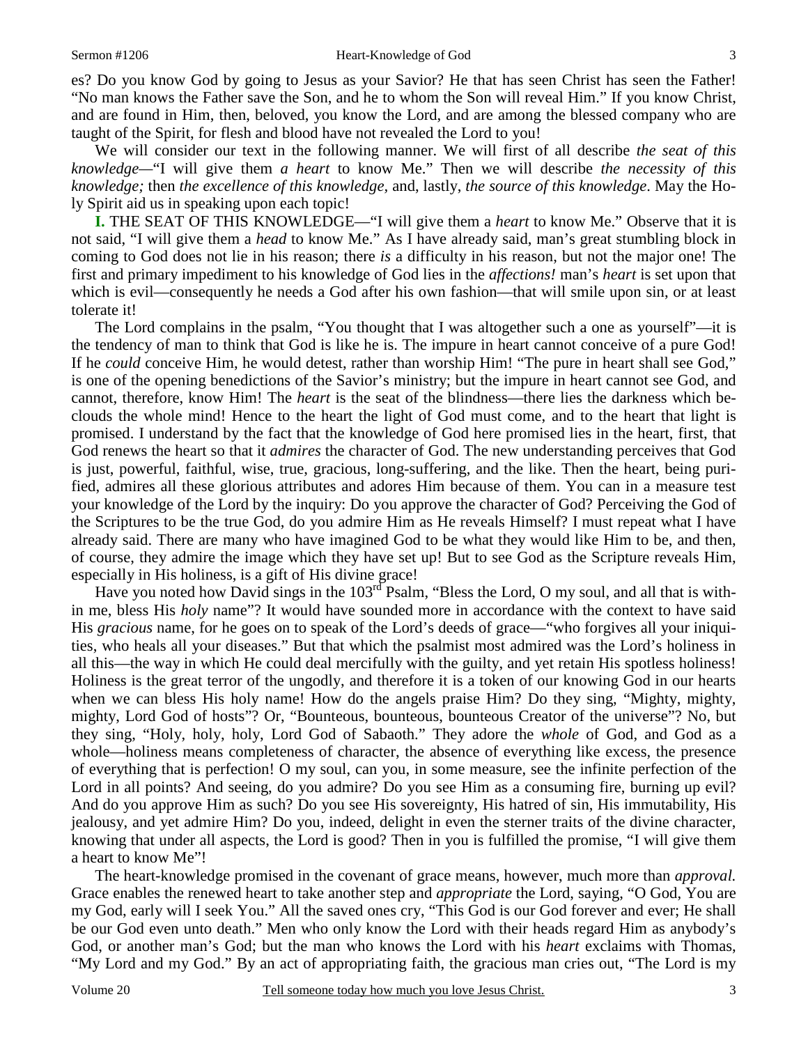es? Do you know God by going to Jesus as your Savior? He that has seen Christ has seen the Father! "No man knows the Father save the Son, and he to whom the Son will reveal Him." If you know Christ, and are found in Him, then, beloved, you know the Lord, and are among the blessed company who are taught of the Spirit, for flesh and blood have not revealed the Lord to you!

We will consider our text in the following manner. We will first of all describe *the seat of this knowledge*—"I will give them *a heart* to know Me." Then we will describe *the necessity of this knowledge;* then *the excellence of this knowledge,* and, lastly, *the source of this knowledge*. May the Holy Spirit aid us in speaking upon each topic!

**I.** THE SEAT OF THIS KNOWLEDGE—"I will give them a *heart* to know Me." Observe that it is not said, "I will give them a *head* to know Me." As I have already said, man's great stumbling block in coming to God does not lie in his reason; there *is* a difficulty in his reason, but not the major one! The first and primary impediment to his knowledge of God lies in the *affections!* man's *heart* is set upon that which is evil—consequently he needs a God after his own fashion—that will smile upon sin, or at least tolerate it!

The Lord complains in the psalm, "You thought that I was altogether such a one as yourself"—it is the tendency of man to think that God is like he is. The impure in heart cannot conceive of a pure God! If he *could* conceive Him, he would detest, rather than worship Him! "The pure in heart shall see God," is one of the opening benedictions of the Savior's ministry; but the impure in heart cannot see God, and cannot, therefore, know Him! The *heart* is the seat of the blindness—there lies the darkness which beclouds the whole mind! Hence to the heart the light of God must come, and to the heart that light is promised. I understand by the fact that the knowledge of God here promised lies in the heart, first, that God renews the heart so that it *admires* the character of God. The new understanding perceives that God is just, powerful, faithful, wise, true, gracious, long-suffering, and the like. Then the heart, being purified, admires all these glorious attributes and adores Him because of them. You can in a measure test your knowledge of the Lord by the inquiry: Do you approve the character of God? Perceiving the God of the Scriptures to be the true God, do you admire Him as He reveals Himself? I must repeat what I have already said. There are many who have imagined God to be what they would like Him to be, and then, of course, they admire the image which they have set up! But to see God as the Scripture reveals Him, especially in His holiness, is a gift of His divine grace!

Have you noted how David sings in the 103rd Psalm, "Bless the Lord, O my soul, and all that is within me, bless His *holy* name"? It would have sounded more in accordance with the context to have said His *gracious* name, for he goes on to speak of the Lord's deeds of grace—"who forgives all your iniquities, who heals all your diseases." But that which the psalmist most admired was the Lord's holiness in all this—the way in which He could deal mercifully with the guilty, and yet retain His spotless holiness! Holiness is the great terror of the ungodly, and therefore it is a token of our knowing God in our hearts when we can bless His holy name! How do the angels praise Him? Do they sing, "Mighty, mighty, mighty, Lord God of hosts"? Or, "Bounteous, bounteous, bounteous Creator of the universe"? No, but they sing, "Holy, holy, holy, Lord God of Sabaoth." They adore the *whole* of God, and God as a whole—holiness means completeness of character, the absence of everything like excess, the presence of everything that is perfection! O my soul, can you, in some measure, see the infinite perfection of the Lord in all points? And seeing, do you admire? Do you see Him as a consuming fire, burning up evil? And do you approve Him as such? Do you see His sovereignty, His hatred of sin, His immutability, His jealousy, and yet admire Him? Do you, indeed, delight in even the sterner traits of the divine character, knowing that under all aspects, the Lord is good? Then in you is fulfilled the promise, "I will give them a heart to know Me"!

The heart-knowledge promised in the covenant of grace means, however, much more than *approval.* Grace enables the renewed heart to take another step and *appropriate* the Lord, saying, "O God, You are my God, early will I seek You." All the saved ones cry, "This God is our God forever and ever; He shall be our God even unto death." Men who only know the Lord with their heads regard Him as anybody's God, or another man's God; but the man who knows the Lord with his *heart* exclaims with Thomas, "My Lord and my God." By an act of appropriating faith, the gracious man cries out, "The Lord is my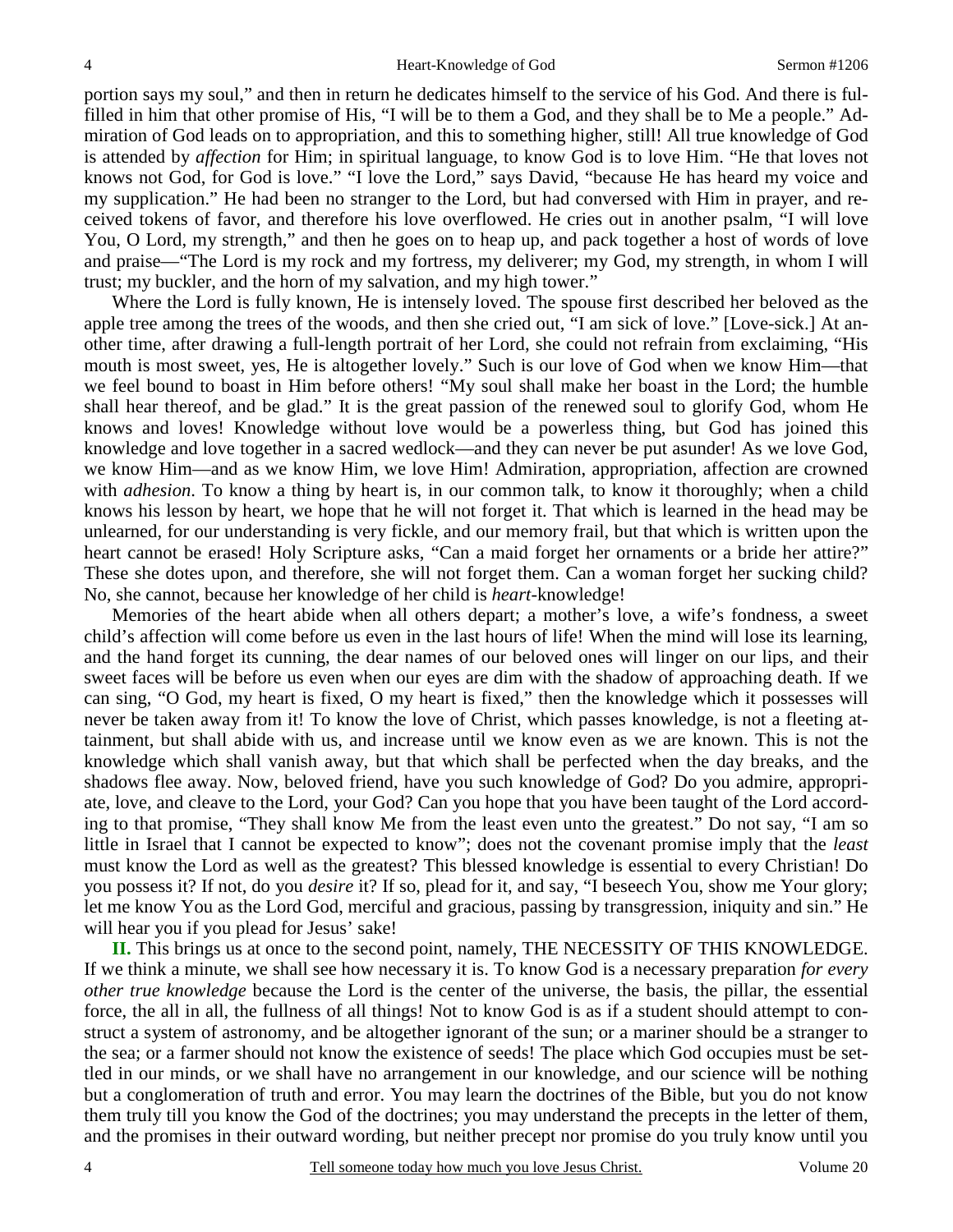portion says my soul," and then in return he dedicates himself to the service of his God. And there is fulfilled in him that other promise of His, "I will be to them a God, and they shall be to Me a people." Admiration of God leads on to appropriation, and this to something higher, still! All true knowledge of God is attended by *affection* for Him; in spiritual language, to know God is to love Him. "He that loves not knows not God, for God is love." "I love the Lord," says David, "because He has heard my voice and my supplication." He had been no stranger to the Lord, but had conversed with Him in prayer, and received tokens of favor, and therefore his love overflowed. He cries out in another psalm, "I will love You, O Lord, my strength," and then he goes on to heap up, and pack together a host of words of love and praise—"The Lord is my rock and my fortress, my deliverer; my God, my strength, in whom I will trust; my buckler, and the horn of my salvation, and my high tower."

Where the Lord is fully known, He is intensely loved. The spouse first described her beloved as the apple tree among the trees of the woods, and then she cried out, "I am sick of love." [Love-sick.] At another time, after drawing a full-length portrait of her Lord, she could not refrain from exclaiming, "His mouth is most sweet, yes, He is altogether lovely." Such is our love of God when we know Him—that we feel bound to boast in Him before others! "My soul shall make her boast in the Lord; the humble shall hear thereof, and be glad." It is the great passion of the renewed soul to glorify God, whom He knows and loves! Knowledge without love would be a powerless thing, but God has joined this knowledge and love together in a sacred wedlock—and they can never be put asunder! As we love God, we know Him—and as we know Him, we love Him! Admiration, appropriation, affection are crowned with *adhesion*. To know a thing by heart is, in our common talk, to know it thoroughly; when a child knows his lesson by heart, we hope that he will not forget it. That which is learned in the head may be unlearned, for our understanding is very fickle, and our memory frail, but that which is written upon the heart cannot be erased! Holy Scripture asks, "Can a maid forget her ornaments or a bride her attire?" These she dotes upon, and therefore, she will not forget them. Can a woman forget her sucking child? No, she cannot, because her knowledge of her child is *heart*-knowledge!

Memories of the heart abide when all others depart; a mother's love, a wife's fondness, a sweet child's affection will come before us even in the last hours of life! When the mind will lose its learning, and the hand forget its cunning, the dear names of our beloved ones will linger on our lips, and their sweet faces will be before us even when our eyes are dim with the shadow of approaching death. If we can sing, "O God, my heart is fixed, O my heart is fixed," then the knowledge which it possesses will never be taken away from it! To know the love of Christ, which passes knowledge, is not a fleeting attainment, but shall abide with us, and increase until we know even as we are known. This is not the knowledge which shall vanish away, but that which shall be perfected when the day breaks, and the shadows flee away. Now, beloved friend, have you such knowledge of God? Do you admire, appropriate, love, and cleave to the Lord, your God? Can you hope that you have been taught of the Lord according to that promise, "They shall know Me from the least even unto the greatest." Do not say, "I am so little in Israel that I cannot be expected to know"; does not the covenant promise imply that the *least* must know the Lord as well as the greatest? This blessed knowledge is essential to every Christian! Do you possess it? If not, do you *desire* it? If so, plead for it, and say, "I beseech You, show me Your glory; let me know You as the Lord God, merciful and gracious, passing by transgression, iniquity and sin." He will hear you if you plead for Jesus' sake!

**II.** This brings us at once to the second point, namely, THE NECESSITY OF THIS KNOWLEDGE. If we think a minute, we shall see how necessary it is. To know God is a necessary preparation *for every other true knowledge* because the Lord is the center of the universe, the basis, the pillar, the essential force, the all in all, the fullness of all things! Not to know God is as if a student should attempt to construct a system of astronomy, and be altogether ignorant of the sun; or a mariner should be a stranger to the sea; or a farmer should not know the existence of seeds! The place which God occupies must be settled in our minds, or we shall have no arrangement in our knowledge, and our science will be nothing but a conglomeration of truth and error. You may learn the doctrines of the Bible, but you do not know them truly till you know the God of the doctrines; you may understand the precepts in the letter of them, and the promises in their outward wording, but neither precept nor promise do you truly know until you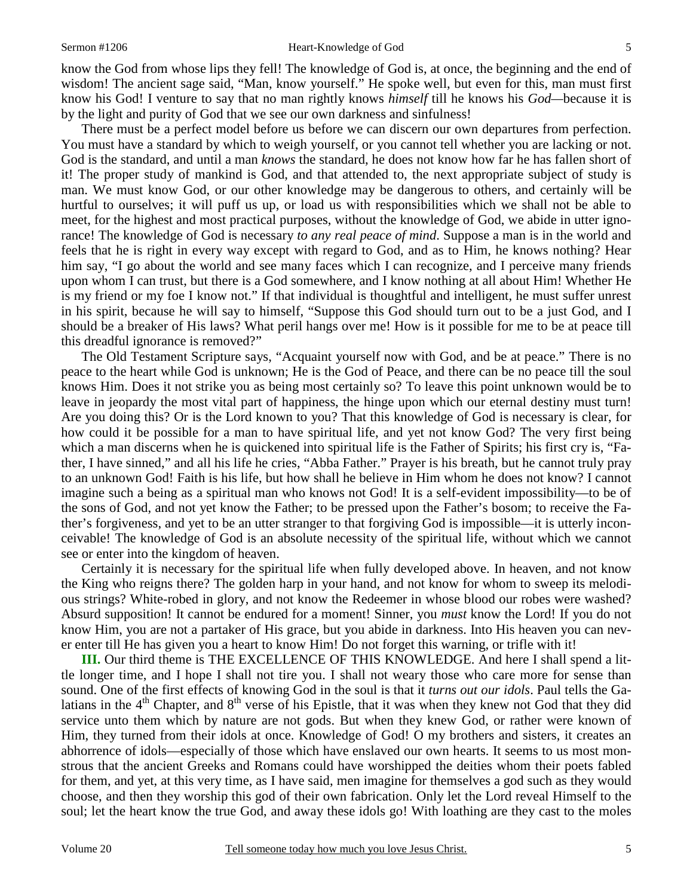know the God from whose lips they fell! The knowledge of God is, at once, the beginning and the end of wisdom! The ancient sage said, "Man, know yourself." He spoke well, but even for this, man must first know his God! I venture to say that no man rightly knows *himself* till he knows his *God*—because it is by the light and purity of God that we see our own darkness and sinfulness!

There must be a perfect model before us before we can discern our own departures from perfection. You must have a standard by which to weigh yourself, or you cannot tell whether you are lacking or not. God is the standard, and until a man *knows* the standard, he does not know how far he has fallen short of it! The proper study of mankind is God, and that attended to, the next appropriate subject of study is man. We must know God, or our other knowledge may be dangerous to others, and certainly will be hurtful to ourselves; it will puff us up, or load us with responsibilities which we shall not be able to meet, for the highest and most practical purposes, without the knowledge of God, we abide in utter ignorance! The knowledge of God is necessary *to any real peace of mind*. Suppose a man is in the world and feels that he is right in every way except with regard to God, and as to Him, he knows nothing? Hear him say, "I go about the world and see many faces which I can recognize, and I perceive many friends upon whom I can trust, but there is a God somewhere, and I know nothing at all about Him! Whether He is my friend or my foe I know not." If that individual is thoughtful and intelligent, he must suffer unrest in his spirit, because he will say to himself, "Suppose this God should turn out to be a just God, and I should be a breaker of His laws? What peril hangs over me! How is it possible for me to be at peace till this dreadful ignorance is removed?"

The Old Testament Scripture says, "Acquaint yourself now with God, and be at peace." There is no peace to the heart while God is unknown; He is the God of Peace, and there can be no peace till the soul knows Him. Does it not strike you as being most certainly so? To leave this point unknown would be to leave in jeopardy the most vital part of happiness, the hinge upon which our eternal destiny must turn! Are you doing this? Or is the Lord known to you? That this knowledge of God is necessary is clear, for how could it be possible for a man to have spiritual life, and yet not know God? The very first being which a man discerns when he is quickened into spiritual life is the Father of Spirits; his first cry is, "Father, I have sinned," and all his life he cries, "Abba Father." Prayer is his breath, but he cannot truly pray to an unknown God! Faith is his life, but how shall he believe in Him whom he does not know? I cannot imagine such a being as a spiritual man who knows not God! It is a self-evident impossibility—to be of the sons of God, and not yet know the Father; to be pressed upon the Father's bosom; to receive the Father's forgiveness, and yet to be an utter stranger to that forgiving God is impossible—it is utterly inconceivable! The knowledge of God is an absolute necessity of the spiritual life, without which we cannot see or enter into the kingdom of heaven.

Certainly it is necessary for the spiritual life when fully developed above. In heaven, and not know the King who reigns there? The golden harp in your hand, and not know for whom to sweep its melodious strings? White-robed in glory, and not know the Redeemer in whose blood our robes were washed? Absurd supposition! It cannot be endured for a moment! Sinner, you *must* know the Lord! If you do not know Him, you are not a partaker of His grace, but you abide in darkness. Into His heaven you can never enter till He has given you a heart to know Him! Do not forget this warning, or trifle with it!

**III.** Our third theme is THE EXCELLENCE OF THIS KNOWLEDGE. And here I shall spend a little longer time, and I hope I shall not tire you. I shall not weary those who care more for sense than sound. One of the first effects of knowing God in the soul is that it *turns out our idols*. Paul tells the Galatians in the 4th Chapter, and 8th verse of his Epistle, that it was when they knew not God that they did service unto them which by nature are not gods. But when they knew God, or rather were known of Him, they turned from their idols at once. Knowledge of God! O my brothers and sisters, it creates an abhorrence of idols—especially of those which have enslaved our own hearts. It seems to us most monstrous that the ancient Greeks and Romans could have worshipped the deities whom their poets fabled for them, and yet, at this very time, as I have said, men imagine for themselves a god such as they would choose, and then they worship this god of their own fabrication. Only let the Lord reveal Himself to the soul; let the heart know the true God, and away these idols go! With loathing are they cast to the moles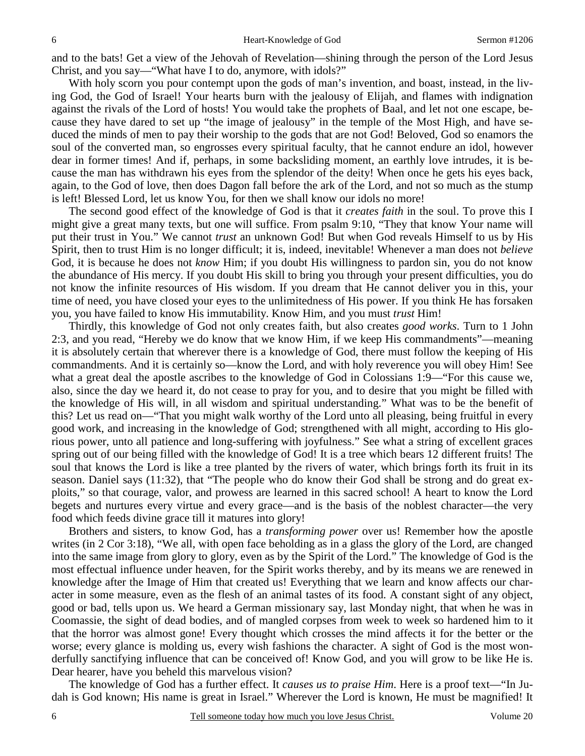and to the bats! Get a view of the Jehovah of Revelation—shining through the person of the Lord Jesus Christ, and you say—"What have I to do, anymore, with idols?"

With holy scorn you pour contempt upon the gods of man's invention, and boast, instead, in the living God, the God of Israel! Your hearts burn with the jealousy of Elijah, and flames with indignation against the rivals of the Lord of hosts! You would take the prophets of Baal, and let not one escape, because they have dared to set up "the image of jealousy" in the temple of the Most High, and have seduced the minds of men to pay their worship to the gods that are not God! Beloved, God so enamors the soul of the converted man, so engrosses every spiritual faculty, that he cannot endure an idol, however dear in former times! And if, perhaps, in some backsliding moment, an earthly love intrudes, it is because the man has withdrawn his eyes from the splendor of the deity! When once he gets his eyes back, again, to the God of love, then does Dagon fall before the ark of the Lord, and not so much as the stump is left! Blessed Lord, let us know You, for then we shall know our idols no more!

The second good effect of the knowledge of God is that it *creates faith* in the soul. To prove this I might give a great many texts, but one will suffice. From psalm 9:10, "They that know Your name will put their trust in You." We cannot *trust* an unknown God! But when God reveals Himself to us by His Spirit, then to trust Him is no longer difficult; it is, indeed, inevitable! Whenever a man does not *believe* God, it is because he does not *know* Him; if you doubt His willingness to pardon sin, you do not know the abundance of His mercy. If you doubt His skill to bring you through your present difficulties, you do not know the infinite resources of His wisdom. If you dream that He cannot deliver you in this, your time of need, you have closed your eyes to the unlimitedness of His power. If you think He has forsaken you, you have failed to know His immutability. Know Him, and you must *trust* Him!

Thirdly, this knowledge of God not only creates faith, but also creates *good works*. Turn to 1 John 2:3, and you read, "Hereby we do know that we know Him, if we keep His commandments"—meaning it is absolutely certain that wherever there is a knowledge of God, there must follow the keeping of His commandments. And it is certainly so—know the Lord, and with holy reverence you will obey Him! See what a great deal the apostle ascribes to the knowledge of God in Colossians 1:9—"For this cause we, also, since the day we heard it, do not cease to pray for you, and to desire that you might be filled with the knowledge of His will, in all wisdom and spiritual understanding." What was to be the benefit of this? Let us read on—"That you might walk worthy of the Lord unto all pleasing, being fruitful in every good work, and increasing in the knowledge of God; strengthened with all might, according to His glorious power, unto all patience and long-suffering with joyfulness." See what a string of excellent graces spring out of our being filled with the knowledge of God! It is a tree which bears 12 different fruits! The soul that knows the Lord is like a tree planted by the rivers of water, which brings forth its fruit in its season. Daniel says (11:32), that "The people who do know their God shall be strong and do great exploits," so that courage, valor, and prowess are learned in this sacred school! A heart to know the Lord begets and nurtures every virtue and every grace—and is the basis of the noblest character—the very food which feeds divine grace till it matures into glory!

Brothers and sisters, to know God, has a *transforming power* over us! Remember how the apostle writes (in 2 Cor 3:18), "We all, with open face beholding as in a glass the glory of the Lord, are changed into the same image from glory to glory, even as by the Spirit of the Lord." The knowledge of God is the most effectual influence under heaven, for the Spirit works thereby, and by its means we are renewed in knowledge after the Image of Him that created us! Everything that we learn and know affects our character in some measure, even as the flesh of an animal tastes of its food. A constant sight of any object, good or bad, tells upon us. We heard a German missionary say, last Monday night, that when he was in Coomassie, the sight of dead bodies, and of mangled corpses from week to week so hardened him to it that the horror was almost gone! Every thought which crosses the mind affects it for the better or the worse; every glance is molding us, every wish fashions the character. A sight of God is the most wonderfully sanctifying influence that can be conceived of! Know God, and you will grow to be like He is. Dear hearer, have you beheld this marvelous vision?

The knowledge of God has a further effect. It *causes us to praise Him*. Here is a proof text—"In Judah is God known; His name is great in Israel." Wherever the Lord is known, He must be magnified! It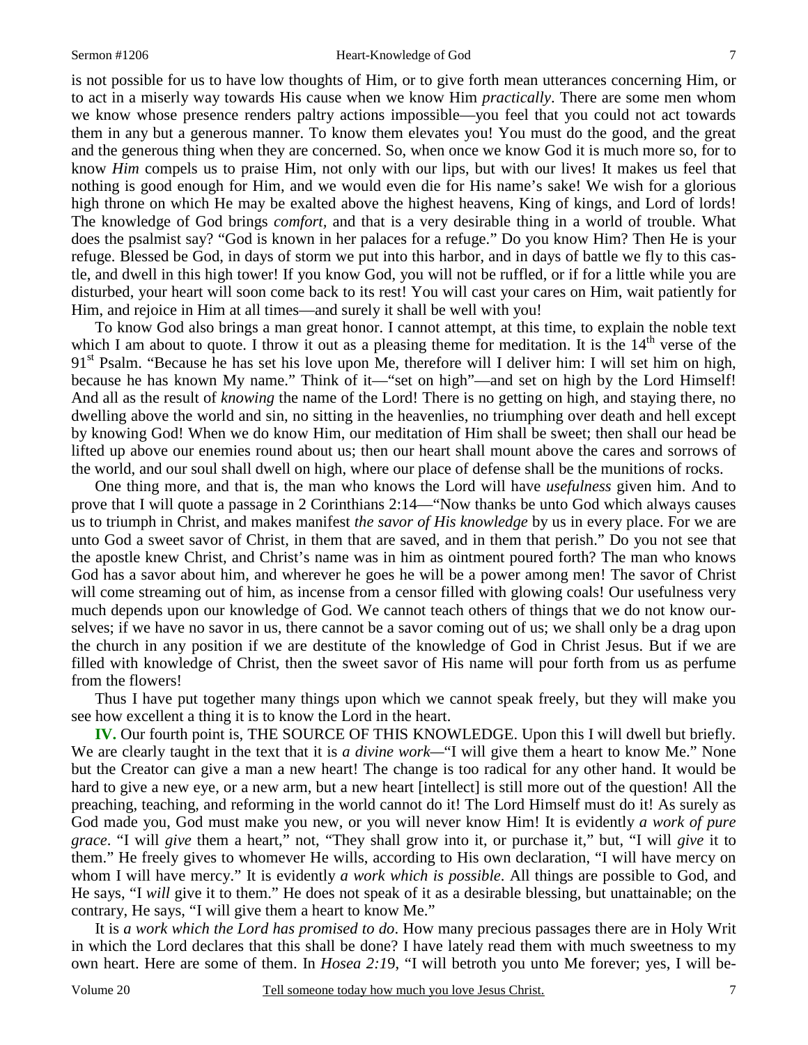is not possible for us to have low thoughts of Him, or to give forth mean utterances concerning Him, or to act in a miserly way towards His cause when we know Him *practically*. There are some men whom we know whose presence renders paltry actions impossible—you feel that you could not act towards them in any but a generous manner. To know them elevates you! You must do the good, and the great and the generous thing when they are concerned. So, when once we know God it is much more so, for to know *Him* compels us to praise Him, not only with our lips, but with our lives! It makes us feel that nothing is good enough for Him, and we would even die for His name's sake! We wish for a glorious high throne on which He may be exalted above the highest heavens, King of kings, and Lord of lords! The knowledge of God brings *comfort,* and that is a very desirable thing in a world of trouble. What does the psalmist say? "God is known in her palaces for a refuge." Do you know Him? Then He is your refuge. Blessed be God, in days of storm we put into this harbor, and in days of battle we fly to this castle, and dwell in this high tower! If you know God, you will not be ruffled, or if for a little while you are disturbed, your heart will soon come back to its rest! You will cast your cares on Him, wait patiently for Him, and rejoice in Him at all times—and surely it shall be well with you!

To know God also brings a man great honor. I cannot attempt, at this time, to explain the noble text which I am about to quote. I throw it out as a pleasing theme for meditation. It is the 14th verse of the 91st Psalm. "Because he has set his love upon Me, therefore will I deliver him: I will set him on high, because he has known My name." Think of it—"set on high"—and set on high by the Lord Himself! And all as the result of *knowing* the name of the Lord! There is no getting on high, and staying there, no dwelling above the world and sin, no sitting in the heavenlies, no triumphing over death and hell except by knowing God! When we do know Him, our meditation of Him shall be sweet; then shall our head be lifted up above our enemies round about us; then our heart shall mount above the cares and sorrows of the world, and our soul shall dwell on high, where our place of defense shall be the munitions of rocks.

One thing more, and that is, the man who knows the Lord will have *usefulness* given him. And to prove that I will quote a passage in 2 Corinthians 2:14—"Now thanks be unto God which always causes us to triumph in Christ, and makes manifest *the savor of His knowledge* by us in every place. For we are unto God a sweet savor of Christ, in them that are saved, and in them that perish." Do you not see that the apostle knew Christ, and Christ's name was in him as ointment poured forth? The man who knows God has a savor about him, and wherever he goes he will be a power among men! The savor of Christ will come streaming out of him, as incense from a censor filled with glowing coals! Our usefulness very much depends upon our knowledge of God. We cannot teach others of things that we do not know ourselves; if we have no savor in us, there cannot be a savor coming out of us; we shall only be a drag upon the church in any position if we are destitute of the knowledge of God in Christ Jesus. But if we are filled with knowledge of Christ, then the sweet savor of His name will pour forth from us as perfume from the flowers!

Thus I have put together many things upon which we cannot speak freely, but they will make you see how excellent a thing it is to know the Lord in the heart.

**IV.** Our fourth point is, THE SOURCE OF THIS KNOWLEDGE. Upon this I will dwell but briefly. We are clearly taught in the text that it is *a divine work*—"I will give them a heart to know Me." None but the Creator can give a man a new heart! The change is too radical for any other hand. It would be hard to give a new eye, or a new arm, but a new heart [intellect] is still more out of the question! All the preaching, teaching, and reforming in the world cannot do it! The Lord Himself must do it! As surely as God made you, God must make you new, or you will never know Him! It is evidently *a work of pure grace*. "I will *give* them a heart," not, "They shall grow into it, or purchase it," but, "I will *give* it to them." He freely gives to whomever He wills, according to His own declaration, "I will have mercy on whom I will have mercy." It is evidently *a work which is possible*. All things are possible to God, and He says, "I *will* give it to them." He does not speak of it as a desirable blessing, but unattainable; on the contrary, He says, "I will give them a heart to know Me."

It is *a work which the Lord has promised to do*. How many precious passages there are in Holy Writ in which the Lord declares that this shall be done? I have lately read them with much sweetness to my own heart. Here are some of them. In *Hosea 2:19*, "I will betroth you unto Me forever; yes, I will be-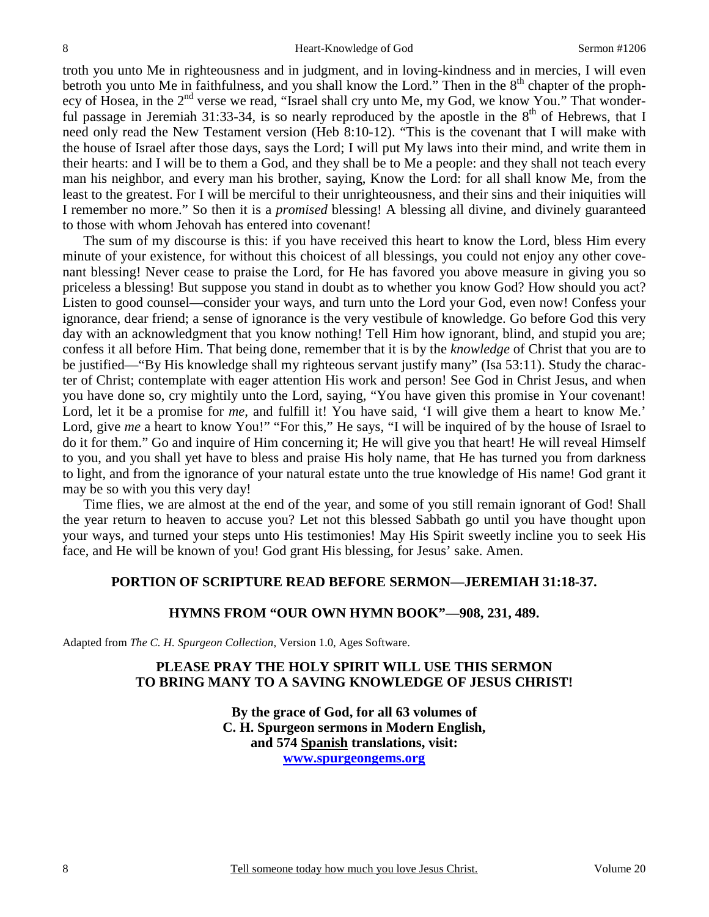troth you unto Me in righteousness and in judgment, and in loving-kindness and in mercies, I will even betroth you unto Me in faithfulness, and you shall know the Lord." Then in the 8th chapter of the prophecy of Hosea, in the 2nd verse we read, "Israel shall cry unto Me, my God, we know You." That wonderful passage in Jeremiah 31:33-34, is so nearly reproduced by the apostle in the 8th of Hebrews, that I need only read the New Testament version (Heb 8:10-12). "This is the covenant that I will make with the house of Israel after those days, says the Lord; I will put My laws into their mind, and write them in their hearts: and I will be to them a God, and they shall be to Me a people: and they shall not teach every man his neighbor, and every man his brother, saying, Know the Lord: for all shall know Me, from the least to the greatest. For I will be merciful to their unrighteousness, and their sins and their iniquities will I remember no more." So then it is a *promised* blessing! A blessing all divine, and divinely guaranteed to those with whom Jehovah has entered into covenant!

The sum of my discourse is this: if you have received this heart to know the Lord, bless Him every minute of your existence, for without this choicest of all blessings, you could not enjoy any other covenant blessing! Never cease to praise the Lord, for He has favored you above measure in giving you so priceless a blessing! But suppose you stand in doubt as to whether you know God? How should you act? Listen to good counsel—consider your ways, and turn unto the Lord your God, even now! Confess your ignorance, dear friend; a sense of ignorance is the very vestibule of knowledge. Go before God this very day with an acknowledgment that you know nothing! Tell Him how ignorant, blind, and stupid you are; confess it all before Him. That being done, remember that it is by the *knowledge* of Christ that you are to be justified—"By His knowledge shall my righteous servant justify many" (Isa 53:11). Study the character of Christ; contemplate with eager attention His work and person! See God in Christ Jesus, and when you have done so, cry mightily unto the Lord, saying, "You have given this promise in Your covenant! Lord, let it be a promise for *me,* and fulfill it! You have said, 'I will give them a heart to know Me.' Lord, give *me* a heart to know You!" "For this," He says, "I will be inquired of by the house of Israel to do it for them." Go and inquire of Him concerning it; He will give you that heart! He will reveal Himself to you, and you shall yet have to bless and praise His holy name, that He has turned you from darkness to light, and from the ignorance of your natural estate unto the true knowledge of His name! God grant it may be so with you this very day!

Time flies, we are almost at the end of the year, and some of you still remain ignorant of God! Shall the year return to heaven to accuse you? Let not this blessed Sabbath go until you have thought upon your ways, and turned your steps unto His testimonies! May His Spirit sweetly incline you to seek His face, and He will be known of you! God grant His blessing, for Jesus' sake. Amen.

**PORTION OF SCRIPTURE READ BEFORE SERMON—JEREMIAH 31:18-37.**

**HYMNS FROM "OUR OWN HYMN BOOK"—908, 231, 489.**

Adapted from *The C. H. Spurgeon Collection,* Version 1.0, Ages Software.

**PLEASE PRAY THE HOLY SPIRIT WILL USE THIS SERMON TO BRING MANY TO A SAVING KNOWLEDGE OF JESUS CHRIST!**

**By the grace of God, for all 63 volumes of C. H. Spurgeon sermons in Modern English, and 574 Spanish translations, visit: www.spurgeongems.org**